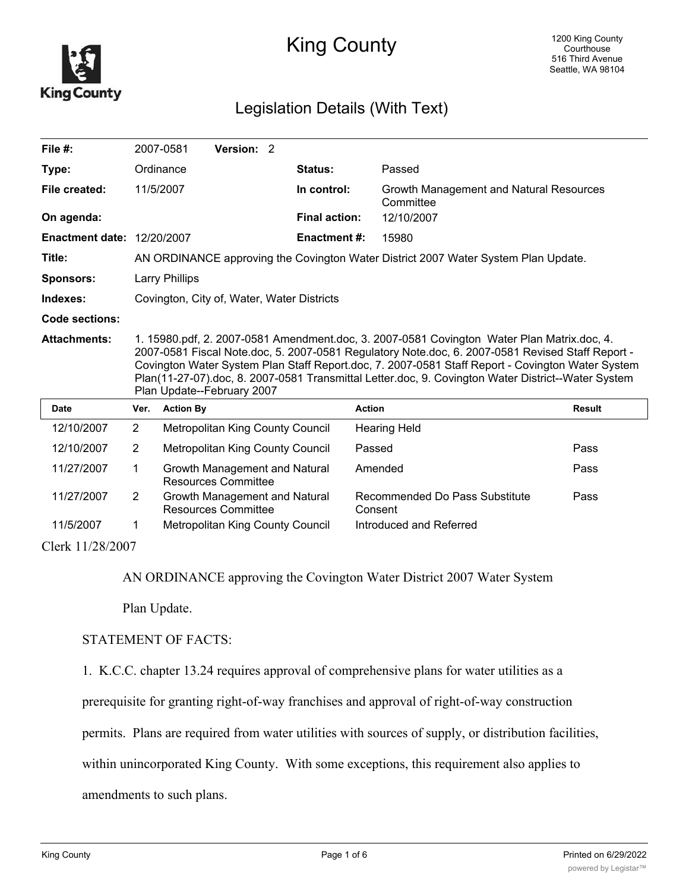# King County

1200 King County Courthouse
516 Third Avenue
Seattle, WA 98104

## Legislation Details (With Text)

| | | | |
|---|---|---|---|
| **File #:** | 2007-0581 **Version:** 2 | | |
| **Type:** | Ordinance | **Status:** | Passed |
| **File created:** | 11/5/2007 | **In control:** | Growth Management and Natural Resources Committee |
| **On agenda:** | | **Final action:** | 12/10/2007 |
| **Enactment date:** | 12/20/2007 | **Enactment #:** | 15980 |
| **Title:** | AN ORDINANCE approving the Covington Water District 2007 Water System Plan Update. | | |
| **Sponsors:** | Larry Phillips | | |
| **Indexes:** | Covington, City of, Water, Water Districts | | |
| **Code sections:** | | | |
| **Attachments:** | 1. 15980.pdf, 2. 2007-0581 Amendment.doc, 3. 2007-0581 Covington Water Plan Matrix.doc, 4. 2007-0581 Fiscal Note.doc, 5. 2007-0581 Regulatory Note.doc, 6. 2007-0581 Revised Staff Report - Covington Water System Plan Staff Report.doc, 7. 2007-0581 Staff Report - Covington Water System Plan(11-27-07).doc, 8. 2007-0581 Transmittal Letter.doc, 9. Covington Water District--Water System Plan Update--February 2007 | | |

| Date | Ver. | Action By | Action | Result |
|---|---|---|---|---|
| 12/10/2007 | 2 | Metropolitan King County Council | Hearing Held | |
| 12/10/2007 | 2 | Metropolitan King County Council | Passed | Pass |
| 11/27/2007 | 1 | Growth Management and Natural Resources Committee | Amended | Pass |
| 11/27/2007 | 2 | Growth Management and Natural Resources Committee | Recommended Do Pass Substitute Consent | Pass |
| 11/5/2007 | 1 | Metropolitan King County Council | Introduced and Referred | |

Clerk 11/28/2007

AN ORDINANCE approving the Covington Water District 2007 Water System Plan Update.

STATEMENT OF FACTS:

1. K.C.C. chapter 13.24 requires approval of comprehensive plans for water utilities as a prerequisite for granting right-of-way franchises and approval of right-of-way construction permits. Plans are required from water utilities with sources of supply, or distribution facilities, within unincorporated King County. With some exceptions, this requirement also applies to amendments to such plans.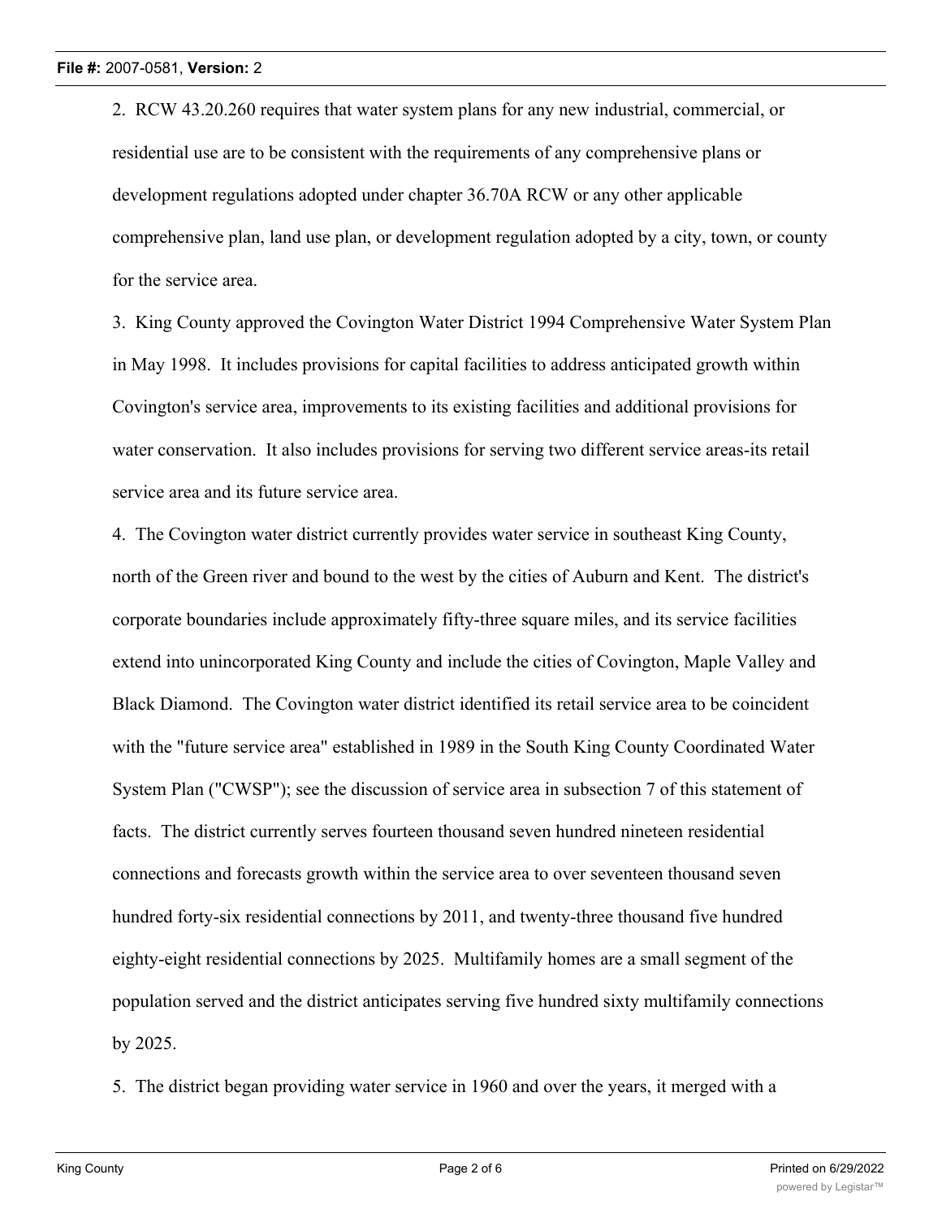2. RCW 43.20.260 requires that water system plans for any new industrial, commercial, or residential use are to be consistent with the requirements of any comprehensive plans or development regulations adopted under chapter 36.70A RCW or any other applicable comprehensive plan, land use plan, or development regulation adopted by a city, town, or county for the service area.

3. King County approved the Covington Water District 1994 Comprehensive Water System Plan in May 1998. It includes provisions for capital facilities to address anticipated growth within Covington's service area, improvements to its existing facilities and additional provisions for water conservation. It also includes provisions for serving two different service areas-its retail service area and its future service area.

4. The Covington water district currently provides water service in southeast King County, north of the Green river and bound to the west by the cities of Auburn and Kent. The district's corporate boundaries include approximately fifty-three square miles, and its service facilities extend into unincorporated King County and include the cities of Covington, Maple Valley and Black Diamond. The Covington water district identified its retail service area to be coincident with the "future service area" established in 1989 in the South King County Coordinated Water System Plan ("CWSP"); see the discussion of service area in subsection 7 of this statement of facts. The district currently serves fourteen thousand seven hundred nineteen residential connections and forecasts growth within the service area to over seventeen thousand seven hundred forty-six residential connections by 2011, and twenty-three thousand five hundred eighty-eight residential connections by 2025. Multifamily homes are a small segment of the population served and the district anticipates serving five hundred sixty multifamily connections by 2025.

5. The district began providing water service in 1960 and over the years, it merged with a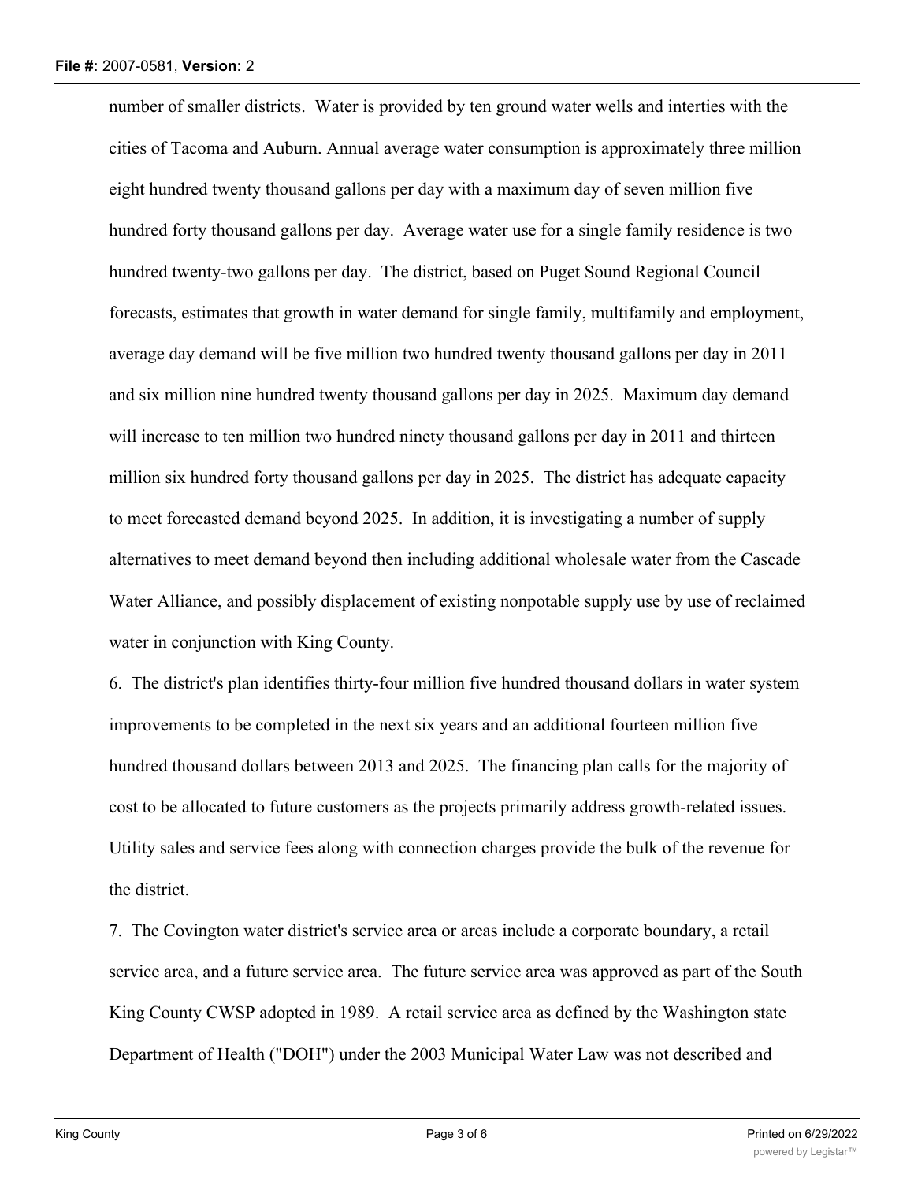number of smaller districts. Water is provided by ten ground water wells and interties with the cities of Tacoma and Auburn. Annual average water consumption is approximately three million eight hundred twenty thousand gallons per day with a maximum day of seven million five hundred forty thousand gallons per day. Average water use for a single family residence is two hundred twenty-two gallons per day. The district, based on Puget Sound Regional Council forecasts, estimates that growth in water demand for single family, multifamily and employment, average day demand will be five million two hundred twenty thousand gallons per day in 2011 and six million nine hundred twenty thousand gallons per day in 2025. Maximum day demand will increase to ten million two hundred ninety thousand gallons per day in 2011 and thirteen million six hundred forty thousand gallons per day in 2025. The district has adequate capacity to meet forecasted demand beyond 2025. In addition, it is investigating a number of supply alternatives to meet demand beyond then including additional wholesale water from the Cascade Water Alliance, and possibly displacement of existing nonpotable supply use by use of reclaimed water in conjunction with King County.

6. The district's plan identifies thirty-four million five hundred thousand dollars in water system improvements to be completed in the next six years and an additional fourteen million five hundred thousand dollars between 2013 and 2025. The financing plan calls for the majority of cost to be allocated to future customers as the projects primarily address growth-related issues. Utility sales and service fees along with connection charges provide the bulk of the revenue for the district.

7. The Covington water district's service area or areas include a corporate boundary, a retail service area, and a future service area. The future service area was approved as part of the South King County CWSP adopted in 1989. A retail service area as defined by the Washington state Department of Health ("DOH") under the 2003 Municipal Water Law was not described and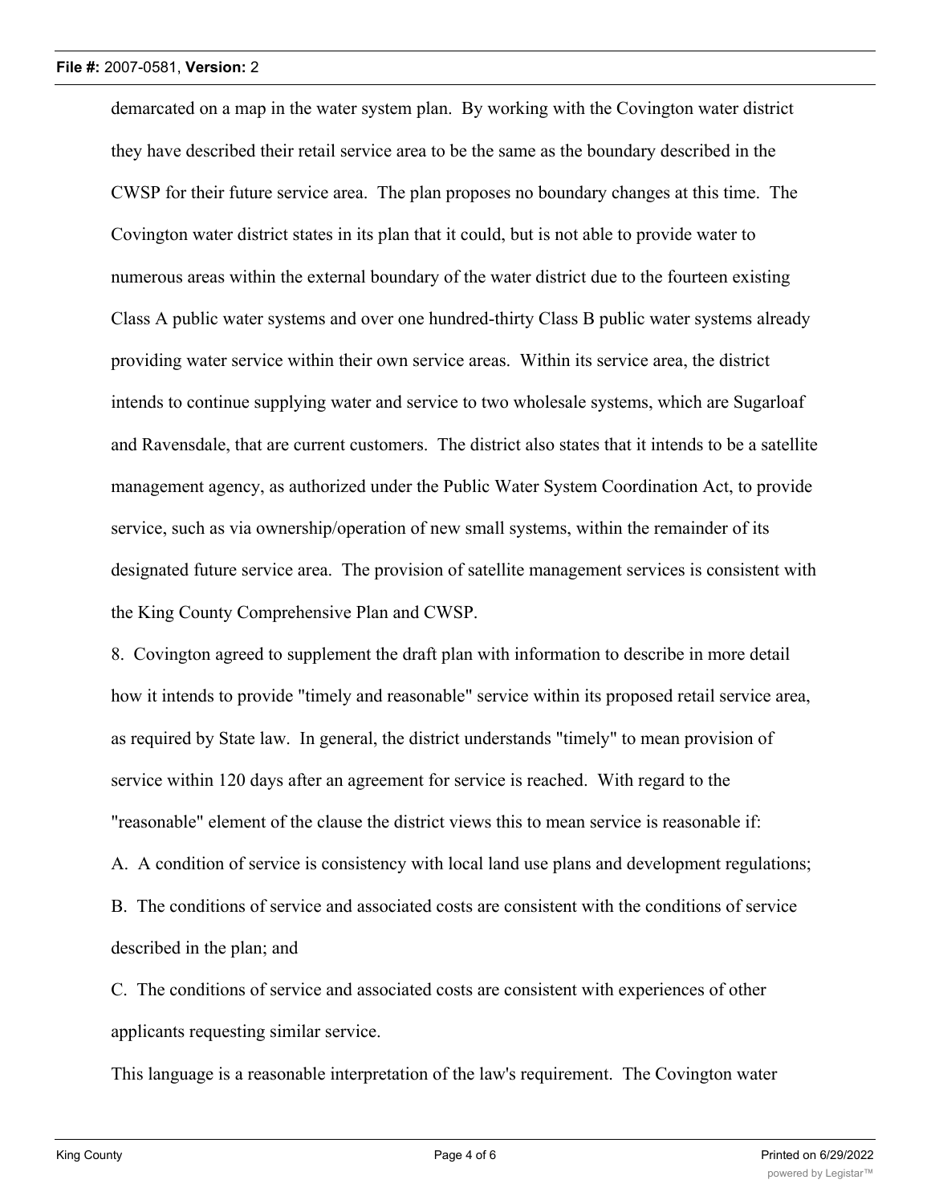demarcated on a map in the water system plan. By working with the Covington water district they have described their retail service area to be the same as the boundary described in the CWSP for their future service area. The plan proposes no boundary changes at this time. The Covington water district states in its plan that it could, but is not able to provide water to numerous areas within the external boundary of the water district due to the fourteen existing Class A public water systems and over one hundred-thirty Class B public water systems already providing water service within their own service areas. Within its service area, the district intends to continue supplying water and service to two wholesale systems, which are Sugarloaf and Ravensdale, that are current customers. The district also states that it intends to be a satellite management agency, as authorized under the Public Water System Coordination Act, to provide service, such as via ownership/operation of new small systems, within the remainder of its designated future service area. The provision of satellite management services is consistent with the King County Comprehensive Plan and CWSP.

8. Covington agreed to supplement the draft plan with information to describe in more detail how it intends to provide "timely and reasonable" service within its proposed retail service area, as required by State law. In general, the district understands "timely" to mean provision of service within 120 days after an agreement for service is reached. With regard to the "reasonable" element of the clause the district views this to mean service is reasonable if:

A. A condition of service is consistency with local land use plans and development regulations;

B. The conditions of service and associated costs are consistent with the conditions of service described in the plan; and

C. The conditions of service and associated costs are consistent with experiences of other applicants requesting similar service.

This language is a reasonable interpretation of the law's requirement. The Covington water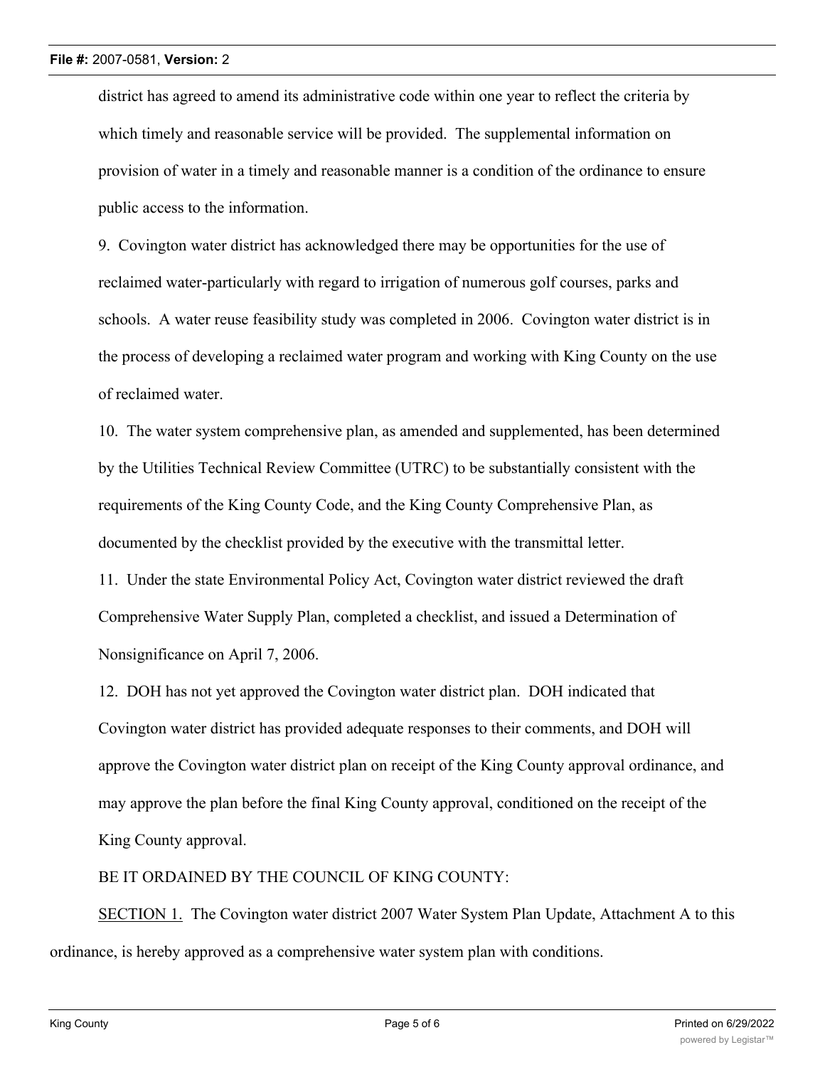district has agreed to amend its administrative code within one year to reflect the criteria by which timely and reasonable service will be provided. The supplemental information on provision of water in a timely and reasonable manner is a condition of the ordinance to ensure public access to the information.

9. Covington water district has acknowledged there may be opportunities for the use of reclaimed water-particularly with regard to irrigation of numerous golf courses, parks and schools. A water reuse feasibility study was completed in 2006. Covington water district is in the process of developing a reclaimed water program and working with King County on the use of reclaimed water.

10. The water system comprehensive plan, as amended and supplemented, has been determined by the Utilities Technical Review Committee (UTRC) to be substantially consistent with the requirements of the King County Code, and the King County Comprehensive Plan, as documented by the checklist provided by the executive with the transmittal letter.

11. Under the state Environmental Policy Act, Covington water district reviewed the draft Comprehensive Water Supply Plan, completed a checklist, and issued a Determination of Nonsignificance on April 7, 2006.

12. DOH has not yet approved the Covington water district plan. DOH indicated that Covington water district has provided adequate responses to their comments, and DOH will approve the Covington water district plan on receipt of the King County approval ordinance, and may approve the plan before the final King County approval, conditioned on the receipt of the King County approval.

BE IT ORDAINED BY THE COUNCIL OF KING COUNTY:

SECTION 1. The Covington water district 2007 Water System Plan Update, Attachment A to this ordinance, is hereby approved as a comprehensive water system plan with conditions.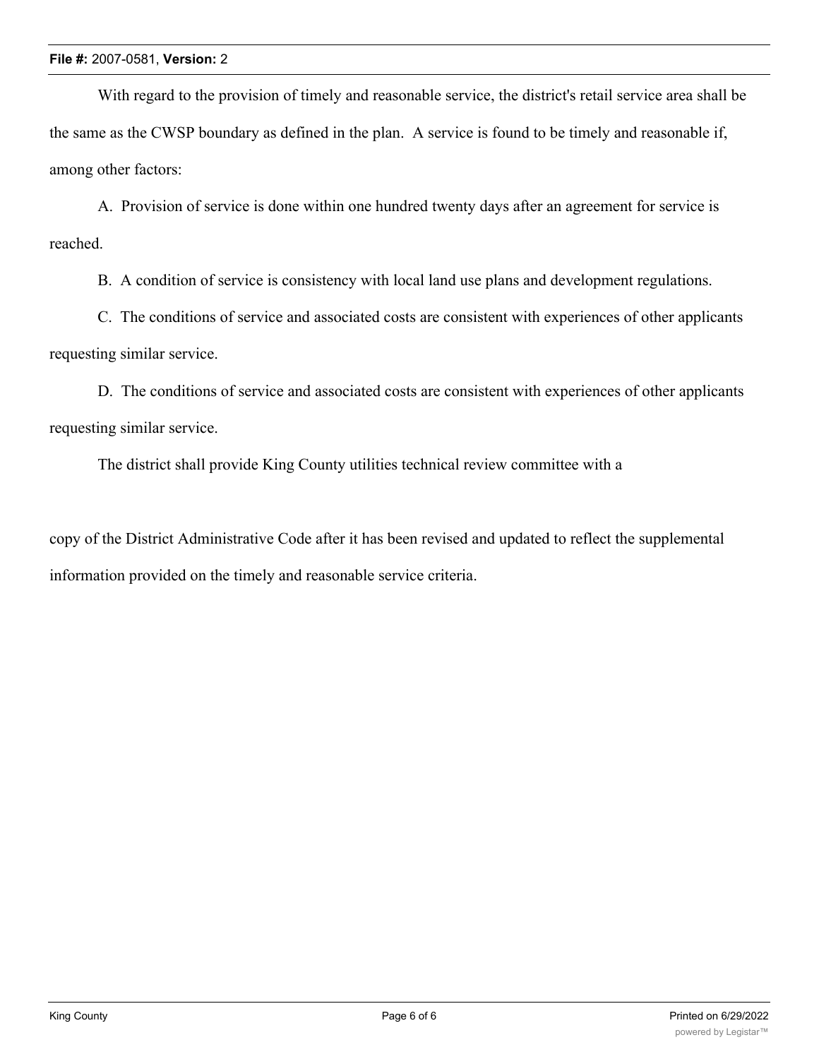With regard to the provision of timely and reasonable service, the district's retail service area shall be the same as the CWSP boundary as defined in the plan. A service is found to be timely and reasonable if, among other factors:

A. Provision of service is done within one hundred twenty days after an agreement for service is reached.

B. A condition of service is consistency with local land use plans and development regulations.

C. The conditions of service and associated costs are consistent with experiences of other applicants requesting similar service.

D. The conditions of service and associated costs are consistent with experiences of other applicants requesting similar service.

The district shall provide King County utilities technical review committee with a copy of the District Administrative Code after it has been revised and updated to reflect the supplemental information provided on the timely and reasonable service criteria.